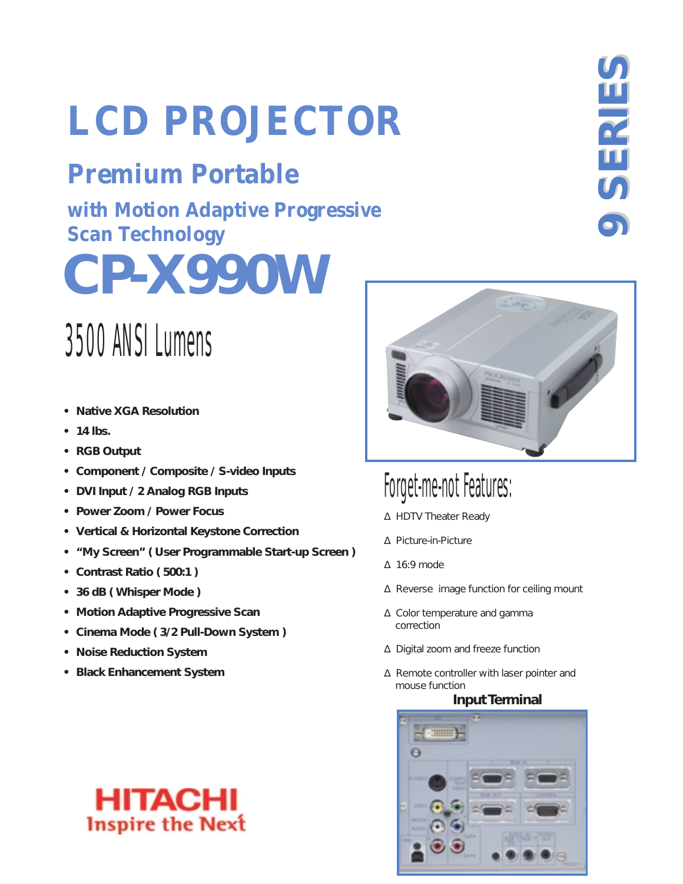# LCD PROJECTOR

## Premium Portable

### with Motion Adaptive Progressive Scan Technology

# CP-X990W

9 SERIES

## 3500 ANSI Lumens

- **Native XGA Resolution**
- **14 lbs.**
- **RGB Output**
- **Component / Composite / S-video Inputs**
- **DVI Input / 2 Analog RGB Inputs**
- **Power Zoom / Power Focus**
- **Vertical & Horizontal Keystone Correction**
- **"My Screen" ( User Programmable Start-up Screen )**
- **Contrast Ratio ( 500:1 )**
- **36 dB ( Whisper Mode )**
- **Motion Adaptive Progressive Scan**
- **Cinema Mode ( 3/2 Pull-Down System )**
- **Noise Reduction System**
- **Black Enhancement System**

## Forget-me-not Features:

- ∆ HDTV Theater Ready
- ∆ Picture-in-Picture
- ∆ 16:9 mode
- ∆ Reverse image function for ceiling mount
- ∆ Color temperature and gamma correction
- ∆ Digital zoom and freeze function
- ∆ Remote controller with laser pointer and mouse function

**Input Terminal**

HITACHI
Inspire the Next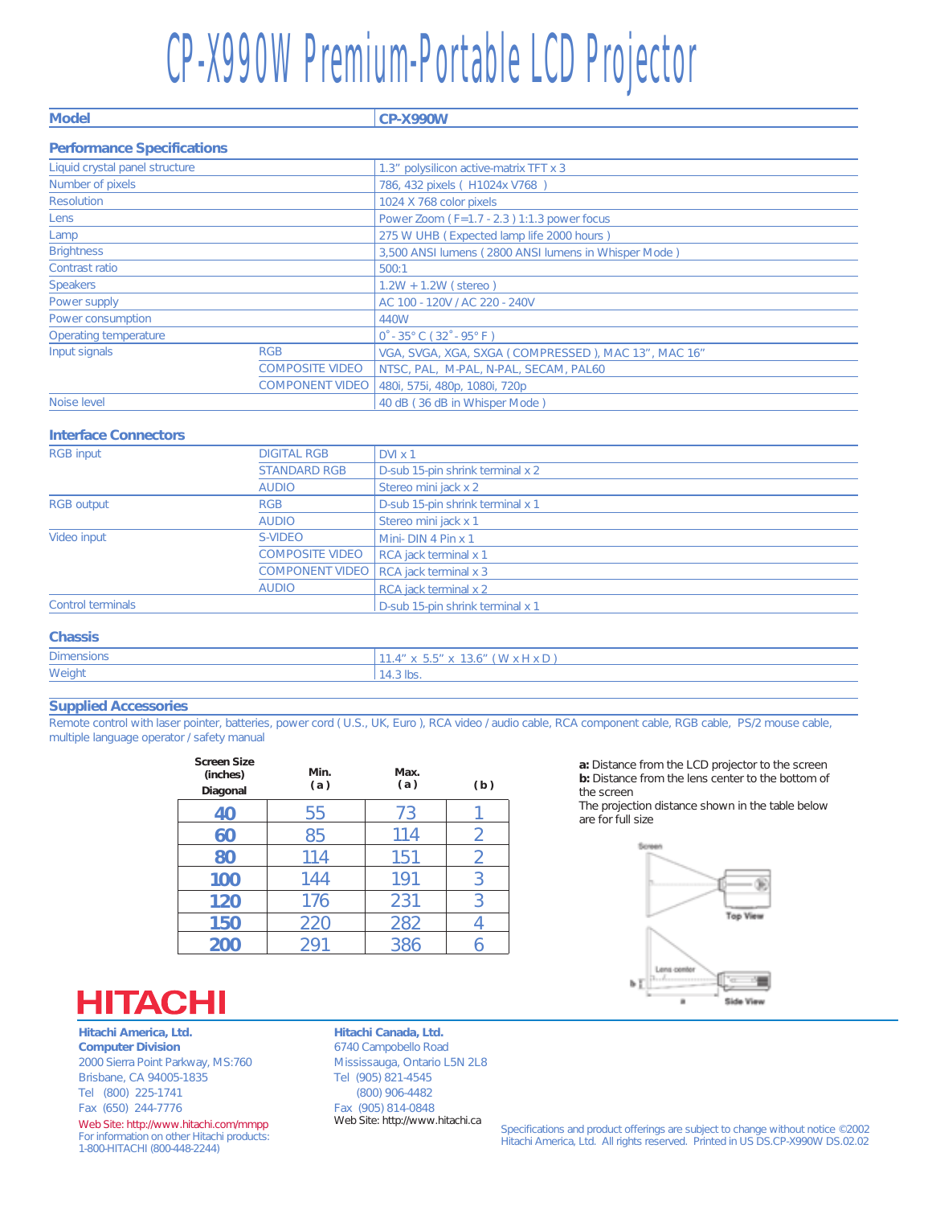# CP-X990W Premium-Portable LCD Projector

| Model | | CP-X990W |
|---|---|---|

## Performance Specifications

| | | |
|---|---|---|
| Liquid crystal panel structure | | 1.3” polysilicon active-matrix TFT x 3 |
| Number of pixels | | 786, 432 pixels ( H1024x V768 ) |
| Resolution | | 1024 X 768 color pixels |
| Lens | | Power Zoom ( F=1.7 - 2.3 ) 1:1.3 power focus |
| Lamp | | 275 W UHB ( Expected lamp life 2000 hours ) |
| Brightness | | 3,500 ANSI lumens ( 2800 ANSI lumens in Whisper Mode ) |
| Contrast ratio | | 500:1 |
| Speakers | | 1.2W + 1.2W ( stereo ) |
| Power supply | | AC 100 - 120V / AC 220 - 240V |
| Power consumption | | 440W |
| Operating temperature | | 0˚- 35˚ C ( 32˚- 95˚ F ) |
| Input signals | RGB | VGA, SVGA, XGA, SXGA ( COMPRESSED ), MAC 13”, MAC 16” |
| | COMPOSITE VIDEO | NTSC, PAL, M-PAL, N-PAL, SECAM, PAL60 |
| | COMPONENT VIDEO | 480i, 575i, 480p, 1080i, 720p |
| Noise level | | 40 dB ( 36 dB in Whisper Mode ) |

## Interface Connectors

| | | |
|---|---|---|
| RGB input | DIGITAL RGB | DVI x 1 |
| | STANDARD RGB | D-sub 15-pin shrink terminal x 2 |
| | AUDIO | Stereo mini jack x 2 |
| RGB output | RGB | D-sub 15-pin shrink terminal x 1 |
| | AUDIO | Stereo mini jack x 1 |
| Video input | S-VIDEO | Mini- DIN 4 Pin x 1 |
| | COMPOSITE VIDEO | RCA jack terminal x 1 |
| | COMPONENT VIDEO | RCA jack terminal x 3 |
| | AUDIO | RCA jack terminal x 2 |
| Control terminals | | D-sub 15-pin shrink terminal x 1 |

## Chassis

| | |
|---|---|
| Dimensions | 11.4” x 5.5” x 13.6” ( W x H x D ) |
| Weight | 14.3 lbs. |

## Supplied Accessories

Remote control with laser pointer, batteries, power cord ( U.S., UK, Euro ), RCA video / audio cable, RCA component cable, RGB cable, PS/2 mouse cable, multiple language operator / safety manual

| Screen Size (inches) Diagonal | Min. ( a ) | Max. ( a ) | ( b ) |
|---|---|---|---|
| 40 | 55 | 73 | 1 |
| 60 | 85 | 114 | 2 |
| 80 | 114 | 151 | 2 |
| 100 | 144 | 191 | 3 |
| 120 | 176 | 231 | 3 |
| 150 | 220 | 282 | 4 |
| 200 | 291 | 386 | 6 |

**a:** Distance from the LCD projector to the screen
**b:** Distance from the lens center to the bottom of the screen
The projection distance shown in the table below are for full size

Screen
Top View
Lens center
b
a
Side View

**HITACHI**

**Hitachi America, Ltd.**
**Computer Division**
2000 Sierra Point Parkway, MS:760
Brisbane, CA 94005-1835
Tel (800) 225-1741
Fax (650) 244-7776
Web Site: http://www.hitachi.com/mmpp
For information on other Hitachi products:
1-800-HITACHI (800-448-2244)

**Hitachi Canada, Ltd.**
6740 Campobello Road
Mississauga, Ontario L5N 2L8
Tel (905) 821-4545
(800) 906-4482
Fax (905) 814-0848
Web Site: http://www.hitachi.ca

Specifications and product offerings are subject to change without notice ©2002 Hitachi America, Ltd. All rights reserved. Printed in US DS.CP-X990W DS.02.02